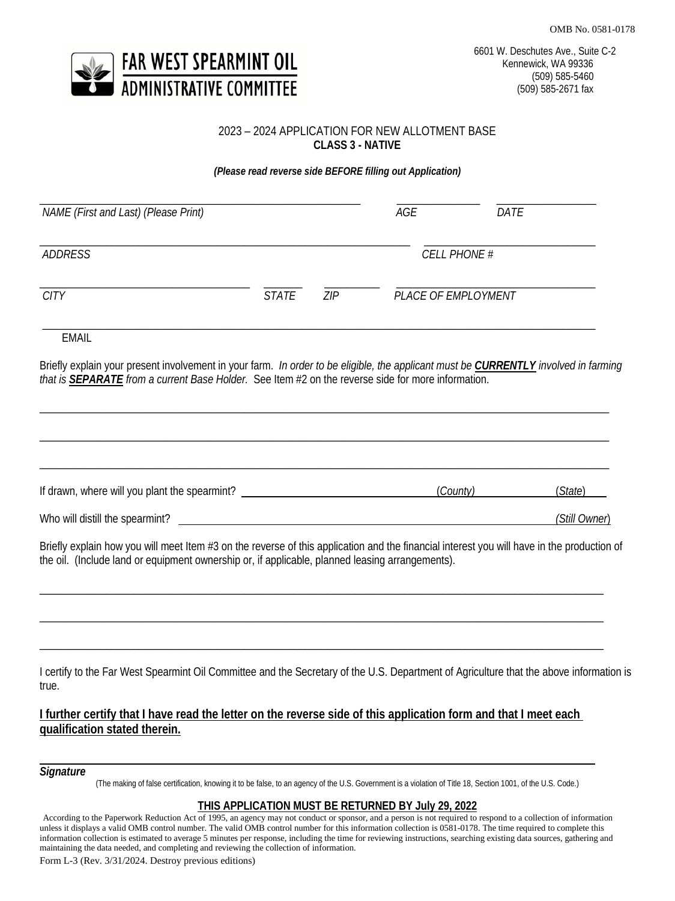OMB No. 0581-0178

**FAR WEST SPEARMINT OIL ADMINISTRATIVE COMMITTEE**

6601 W. Deschutes Ave., Suite C-2
Kennewick, WA 99336
(509) 585-5460
(509) 585-2671 fax

2023 – 2024 APPLICATION FOR NEW ALLOTMENT BASE
**CLASS 3 - NATIVE**

***(Please read reverse side BEFORE filling out Application)***

_______________________________________________ ____________ ______________
*NAME (First and Last) (Please Print)* *AGE* *DATE*

_______________________________________________________ _________________________
*ADDRESS* *CELL PHONE #*

________________________________ ______ ________ _____________________________
*CITY* *STATE* *ZIP* *PLACE OF EMPLOYMENT*

_____________________________________________________________________________________
EMAIL

Briefly explain your present involvement in your farm. *In order to be eligible, the applicant must be **CURRENTLY** involved in farming that is **SEPARATE** from a current Base Holder.* See Item #2 on the reverse side for more information.

_____________________________________________________________________________________

_____________________________________________________________________________________

_____________________________________________________________________________________

If drawn, where will you plant the spearmint? ______________________________ (*County*) ______________ (*State*)

Who will distill the spearmint? __________________________________________________________ *(Still Owner)*

Briefly explain how you will meet Item #3 on the reverse of this application and the financial interest you will have in the production of the oil. (Include land or equipment ownership or, if applicable, planned leasing arrangements).

_____________________________________________________________________________________

_____________________________________________________________________________________

_____________________________________________________________________________________

I certify to the Far West Spearmint Oil Committee and the Secretary of the U.S. Department of Agriculture that the above information is true.

**I further certify that I have read the letter on the reverse side of this application form and that I meet each qualification stated therein.**

_____________________________________________________________________________________
***Signature***

(The making of false certification, knowing it to be false, to an agency of the U.S. Government is a violation of Title 18, Section 1001, of the U.S. Code.)

**THIS APPLICATION MUST BE RETURNED BY July 29, 2022**

According to the Paperwork Reduction Act of 1995, an agency may not conduct or sponsor, and a person is not required to respond to a collection of information unless it displays a valid OMB control number. The valid OMB control number for this information collection is 0581-0178. The time required to complete this information collection is estimated to average 5 minutes per response, including the time for reviewing instructions, searching existing data sources, gathering and maintaining the data needed, and completing and reviewing the collection of information.

Form L-3 (Rev. 3/31/2024. Destroy previous editions)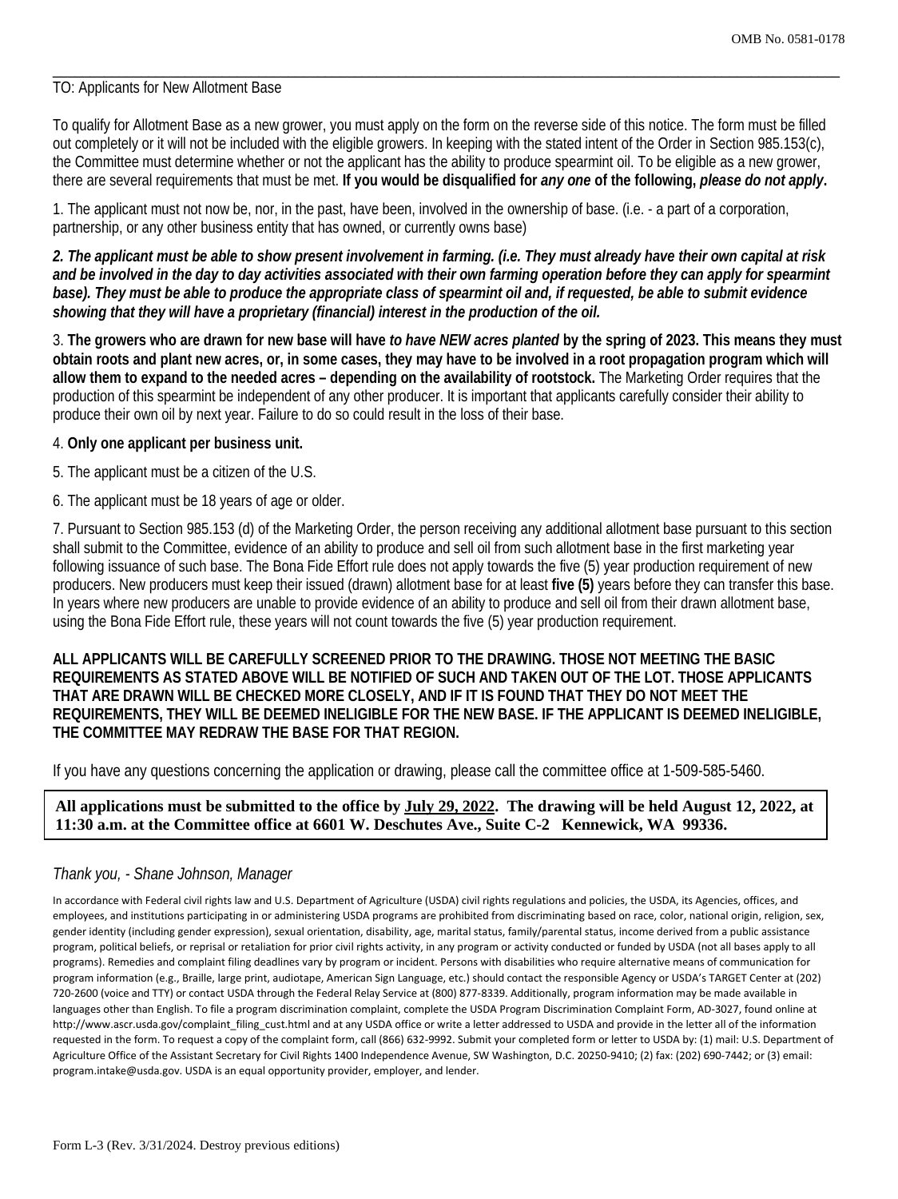OMB No. 0581-0178

TO: Applicants for New Allotment Base

To qualify for Allotment Base as a new grower, you must apply on the form on the reverse side of this notice. The form must be filled out completely or it will not be included with the eligible growers. In keeping with the stated intent of the Order in Section 985.153(c), the Committee must determine whether or not the applicant has the ability to produce spearmint oil. To be eligible as a new grower, there are several requirements that must be met. **If you would be disqualified for *any one* of the following, *please do not apply*.**

1. The applicant must not now be, nor, in the past, have been, involved in the ownership of base. (i.e. - a part of a corporation, partnership, or any other business entity that has owned, or currently owns base)

***2. The applicant must be able to show present involvement in farming. (i.e. They must already have their own capital at risk and be involved in the day to day activities associated with their own farming operation before they can apply for spearmint base). They must be able to produce the appropriate class of spearmint oil and, if requested, be able to submit evidence showing that they will have a proprietary (financial) interest in the production of the oil.***

3. **The growers who are drawn for new base will have *to have NEW acres planted* by the spring of 2023. This means they must obtain roots and plant new acres, or, in some cases, they may have to be involved in a root propagation program which will allow them to expand to the needed acres – depending on the availability of rootstock.** The Marketing Order requires that the production of this spearmint be independent of any other producer. It is important that applicants carefully consider their ability to produce their own oil by next year. Failure to do so could result in the loss of their base.

4. **Only one applicant per business unit.**

5. The applicant must be a citizen of the U.S.

6. The applicant must be 18 years of age or older.

7. Pursuant to Section 985.153 (d) of the Marketing Order, the person receiving any additional allotment base pursuant to this section shall submit to the Committee, evidence of an ability to produce and sell oil from such allotment base in the first marketing year following issuance of such base. The Bona Fide Effort rule does not apply towards the five (5) year production requirement of new producers. New producers must keep their issued (drawn) allotment base for at least **five (5)** years before they can transfer this base. In years where new producers are unable to provide evidence of an ability to produce and sell oil from their drawn allotment base, using the Bona Fide Effort rule, these years will not count towards the five (5) year production requirement.

**ALL APPLICANTS WILL BE CAREFULLY SCREENED PRIOR TO THE DRAWING. THOSE NOT MEETING THE BASIC REQUIREMENTS AS STATED ABOVE WILL BE NOTIFIED OF SUCH AND TAKEN OUT OF THE LOT. THOSE APPLICANTS THAT ARE DRAWN WILL BE CHECKED MORE CLOSELY, AND IF IT IS FOUND THAT THEY DO NOT MEET THE REQUIREMENTS, THEY WILL BE DEEMED INELIGIBLE FOR THE NEW BASE. IF THE APPLICANT IS DEEMED INELIGIBLE, THE COMMITTEE MAY REDRAW THE BASE FOR THAT REGION.**

If you have any questions concerning the application or drawing, please call the committee office at 1-509-585-5460.

**All applications must be submitted to the office by July 29, 2022. The drawing will be held August 12, 2022, at 11:30 a.m. at the Committee office at 6601 W. Deschutes Ave., Suite C-2 Kennewick, WA 99336.**

*Thank you, - Shane Johnson, Manager*

In accordance with Federal civil rights law and U.S. Department of Agriculture (USDA) civil rights regulations and policies, the USDA, its Agencies, offices, and employees, and institutions participating in or administering USDA programs are prohibited from discriminating based on race, color, national origin, religion, sex, gender identity (including gender expression), sexual orientation, disability, age, marital status, family/parental status, income derived from a public assistance program, political beliefs, or reprisal or retaliation for prior civil rights activity, in any program or activity conducted or funded by USDA (not all bases apply to all programs). Remedies and complaint filing deadlines vary by program or incident. Persons with disabilities who require alternative means of communication for program information (e.g., Braille, large print, audiotape, American Sign Language, etc.) should contact the responsible Agency or USDA's TARGET Center at (202) 720-2600 (voice and TTY) or contact USDA through the Federal Relay Service at (800) 877-8339. Additionally, program information may be made available in languages other than English. To file a program discrimination complaint, complete the USDA Program Discrimination Complaint Form, AD-3027, found online at http://www.ascr.usda.gov/complaint_filing_cust.html and at any USDA office or write a letter addressed to USDA and provide in the letter all of the information requested in the form. To request a copy of the complaint form, call (866) 632-9992. Submit your completed form or letter to USDA by: (1) mail: U.S. Department of Agriculture Office of the Assistant Secretary for Civil Rights 1400 Independence Avenue, SW Washington, D.C. 20250-9410; (2) fax: (202) 690-7442; or (3) email: program.intake@usda.gov. USDA is an equal opportunity provider, employer, and lender.

Form L-3 (Rev. 3/31/2024. Destroy previous editions)